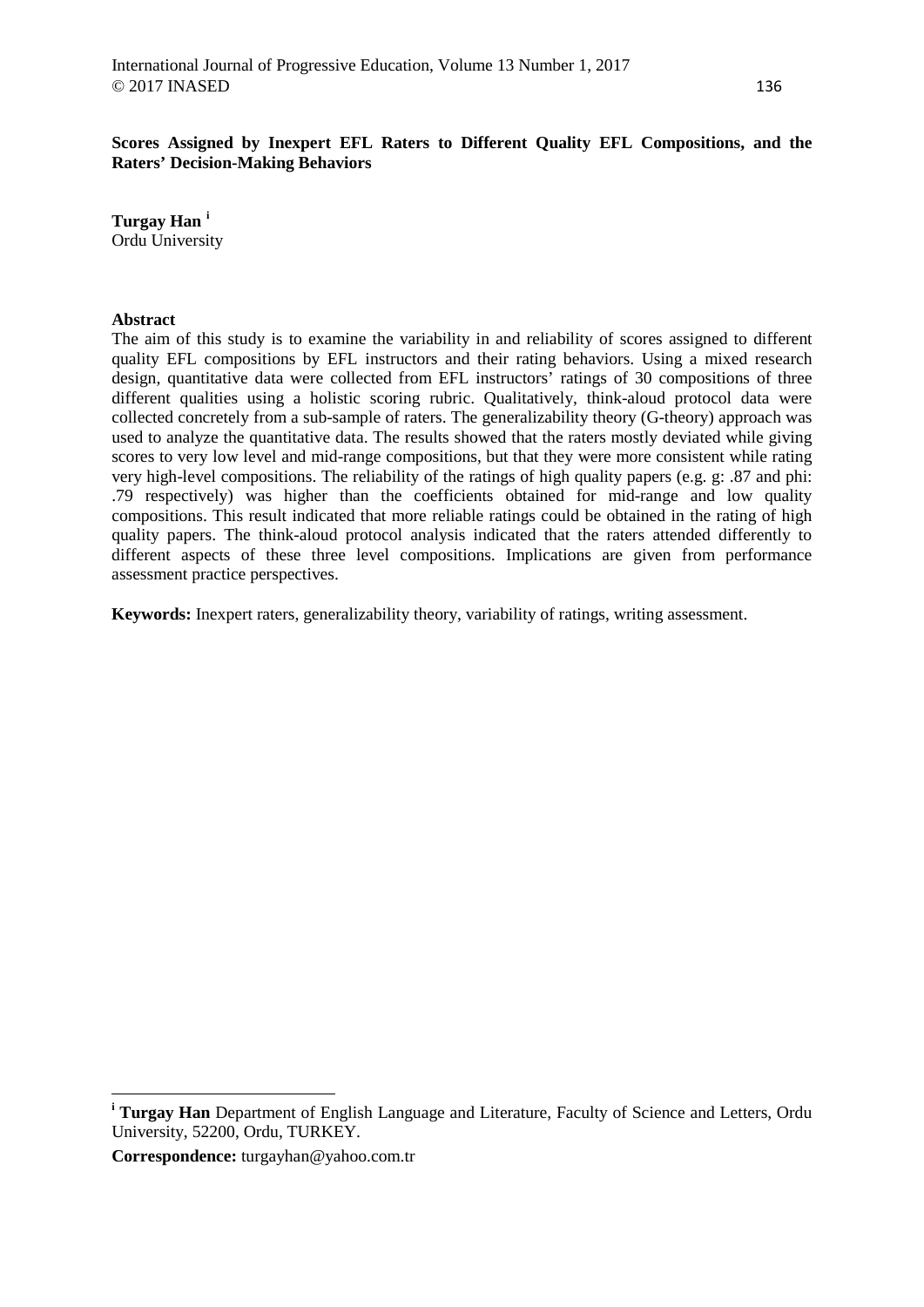# Scores Assigned by Inexpert EFL Raters to Different Quality EFL Compositions, and the Raters' Decision-Making Behaviors

**Turgay Han** [i]
Ordu University

## Abstract

The aim of this study is to examine the variability in and reliability of scores assigned to different quality EFL compositions by EFL instructors and their rating behaviors. Using a mixed research design, quantitative data were collected from EFL instructors' ratings of 30 compositions of three different qualities using a holistic scoring rubric. Qualitatively, think-aloud protocol data were collected concretely from a sub-sample of raters. The generalizability theory (G-theory) approach was used to analyze the quantitative data. The results showed that the raters mostly deviated while giving scores to very low level and mid-range compositions, but that they were more consistent while rating very high-level compositions. The reliability of the ratings of high quality papers (e.g. g: .87 and phi: .79 respectively) was higher than the coefficients obtained for mid-range and low quality compositions. This result indicated that more reliable ratings could be obtained in the rating of high quality papers. The think-aloud protocol analysis indicated that the raters attended differently to different aspects of these three level compositions. Implications are given from performance assessment practice perspectives.

**Keywords:** Inexpert raters, generalizability theory, variability of ratings, writing assessment.

---

[i] **Turgay Han** Department of English Language and Literature, Faculty of Science and Letters, Ordu University, 52200, Ordu, TURKEY.

**Correspondence:** turgayhan@yahoo.com.tr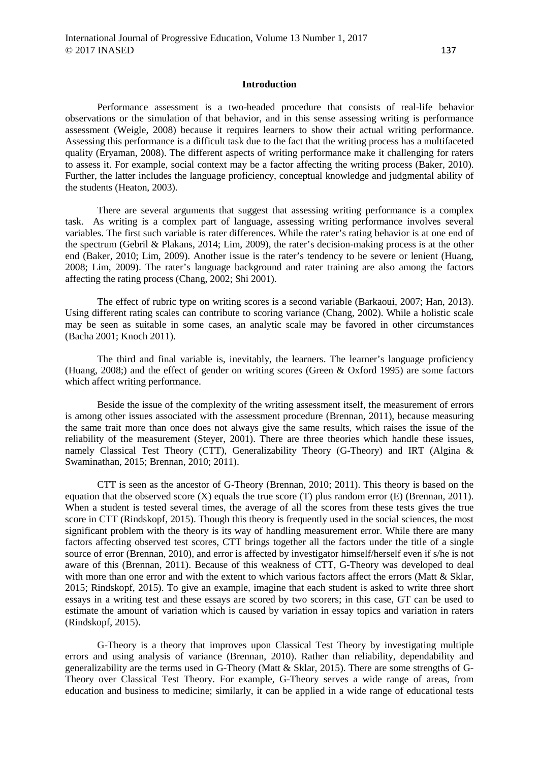## Introduction

Performance assessment is a two-headed procedure that consists of real-life behavior observations or the simulation of that behavior, and in this sense assessing writing is performance assessment (Weigle, 2008) because it requires learners to show their actual writing performance. Assessing this performance is a difficult task due to the fact that the writing process has a multifaceted quality (Eryaman, 2008). The different aspects of writing performance make it challenging for raters to assess it. For example, social context may be a factor affecting the writing process (Baker, 2010). Further, the latter includes the language proficiency, conceptual knowledge and judgmental ability of the students (Heaton, 2003).

There are several arguments that suggest that assessing writing performance is a complex task. As writing is a complex part of language, assessing writing performance involves several variables. The first such variable is rater differences. While the rater's rating behavior is at one end of the spectrum (Gebril & Plakans, 2014; Lim, 2009), the rater's decision-making process is at the other end (Baker, 2010; Lim, 2009). Another issue is the rater's tendency to be severe or lenient (Huang, 2008; Lim, 2009). The rater's language background and rater training are also among the factors affecting the rating process (Chang, 2002; Shi 2001).

The effect of rubric type on writing scores is a second variable (Barkaoui, 2007; Han, 2013). Using different rating scales can contribute to scoring variance (Chang, 2002). While a holistic scale may be seen as suitable in some cases, an analytic scale may be favored in other circumstances (Bacha 2001; Knoch 2011).

The third and final variable is, inevitably, the learners. The learner's language proficiency (Huang, 2008;) and the effect of gender on writing scores (Green & Oxford 1995) are some factors which affect writing performance.

Beside the issue of the complexity of the writing assessment itself, the measurement of errors is among other issues associated with the assessment procedure (Brennan, 2011), because measuring the same trait more than once does not always give the same results, which raises the issue of the reliability of the measurement (Steyer, 2001). There are three theories which handle these issues, namely Classical Test Theory (CTT), Generalizability Theory (G-Theory) and IRT (Algina & Swaminathan, 2015; Brennan, 2010; 2011).

CTT is seen as the ancestor of G-Theory (Brennan, 2010; 2011). This theory is based on the equation that the observed score (X) equals the true score (T) plus random error (E) (Brennan, 2011). When a student is tested several times, the average of all the scores from these tests gives the true score in CTT (Rindskopf, 2015). Though this theory is frequently used in the social sciences, the most significant problem with the theory is its way of handling measurement error. While there are many factors affecting observed test scores, CTT brings together all the factors under the title of a single source of error (Brennan, 2010), and error is affected by investigator himself/herself even if s/he is not aware of this (Brennan, 2011). Because of this weakness of CTT, G-Theory was developed to deal with more than one error and with the extent to which various factors affect the errors (Matt & Sklar, 2015; Rindskopf, 2015). To give an example, imagine that each student is asked to write three short essays in a writing test and these essays are scored by two scorers; in this case, GT can be used to estimate the amount of variation which is caused by variation in essay topics and variation in raters (Rindskopf, 2015).

G-Theory is a theory that improves upon Classical Test Theory by investigating multiple errors and using analysis of variance (Brennan, 2010). Rather than reliability, dependability and generalizability are the terms used in G-Theory (Matt & Sklar, 2015). There are some strengths of G-Theory over Classical Test Theory. For example, G-Theory serves a wide range of areas, from education and business to medicine; similarly, it can be applied in a wide range of educational tests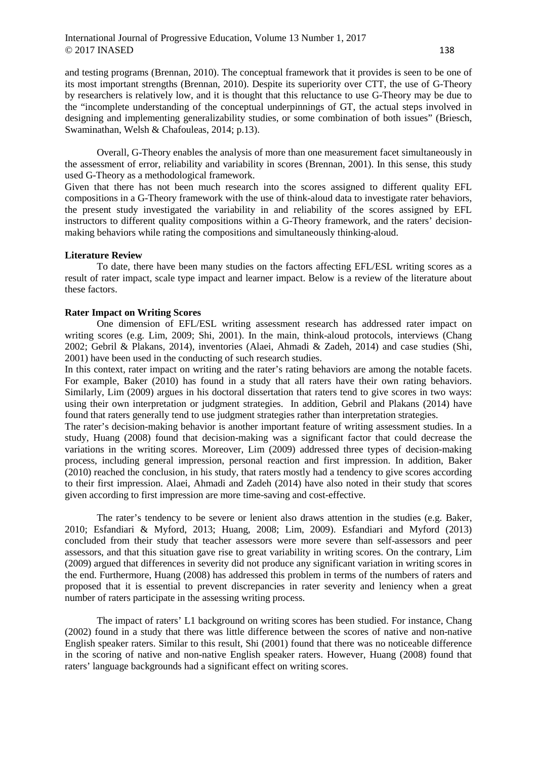and testing programs (Brennan, 2010). The conceptual framework that it provides is seen to be one of its most important strengths (Brennan, 2010). Despite its superiority over CTT, the use of G-Theory by researchers is relatively low, and it is thought that this reluctance to use G-Theory may be due to the "incomplete understanding of the conceptual underpinnings of GT, the actual steps involved in designing and implementing generalizability studies, or some combination of both issues" (Briesch, Swaminathan, Welsh & Chafouleas, 2014; p.13).

Overall, G-Theory enables the analysis of more than one measurement facet simultaneously in the assessment of error, reliability and variability in scores (Brennan, 2001). In this sense, this study used G-Theory as a methodological framework.

Given that there has not been much research into the scores assigned to different quality EFL compositions in a G-Theory framework with the use of think-aloud data to investigate rater behaviors, the present study investigated the variability in and reliability of the scores assigned by EFL instructors to different quality compositions within a G-Theory framework, and the raters' decision-making behaviors while rating the compositions and simultaneously thinking-aloud.

## Literature Review

To date, there have been many studies on the factors affecting EFL/ESL writing scores as a result of rater impact, scale type impact and learner impact. Below is a review of the literature about these factors.

### Rater Impact on Writing Scores

One dimension of EFL/ESL writing assessment research has addressed rater impact on writing scores (e.g. Lim, 2009; Shi, 2001). In the main, think-aloud protocols, interviews (Chang 2002; Gebril & Plakans, 2014), inventories (Alaei, Ahmadi & Zadeh, 2014) and case studies (Shi, 2001) have been used in the conducting of such research studies.

In this context, rater impact on writing and the rater's rating behaviors are among the notable facets. For example, Baker (2010) has found in a study that all raters have their own rating behaviors. Similarly, Lim (2009) argues in his doctoral dissertation that raters tend to give scores in two ways: using their own interpretation or judgment strategies. In addition, Gebril and Plakans (2014) have found that raters generally tend to use judgment strategies rather than interpretation strategies.

The rater's decision-making behavior is another important feature of writing assessment studies. In a study, Huang (2008) found that decision-making was a significant factor that could decrease the variations in the writing scores. Moreover, Lim (2009) addressed three types of decision-making process, including general impression, personal reaction and first impression. In addition, Baker (2010) reached the conclusion, in his study, that raters mostly had a tendency to give scores according to their first impression. Alaei, Ahmadi and Zadeh (2014) have also noted in their study that scores given according to first impression are more time-saving and cost-effective.

The rater's tendency to be severe or lenient also draws attention in the studies (e.g. Baker, 2010; Esfandiari & Myford, 2013; Huang, 2008; Lim, 2009). Esfandiari and Myford (2013) concluded from their study that teacher assessors were more severe than self-assessors and peer assessors, and that this situation gave rise to great variability in writing scores. On the contrary, Lim (2009) argued that differences in severity did not produce any significant variation in writing scores in the end. Furthermore, Huang (2008) has addressed this problem in terms of the numbers of raters and proposed that it is essential to prevent discrepancies in rater severity and leniency when a great number of raters participate in the assessing writing process.

The impact of raters' L1 background on writing scores has been studied. For instance, Chang (2002) found in a study that there was little difference between the scores of native and non-native English speaker raters. Similar to this result, Shi (2001) found that there was no noticeable difference in the scoring of native and non-native English speaker raters. However, Huang (2008) found that raters' language backgrounds had a significant effect on writing scores.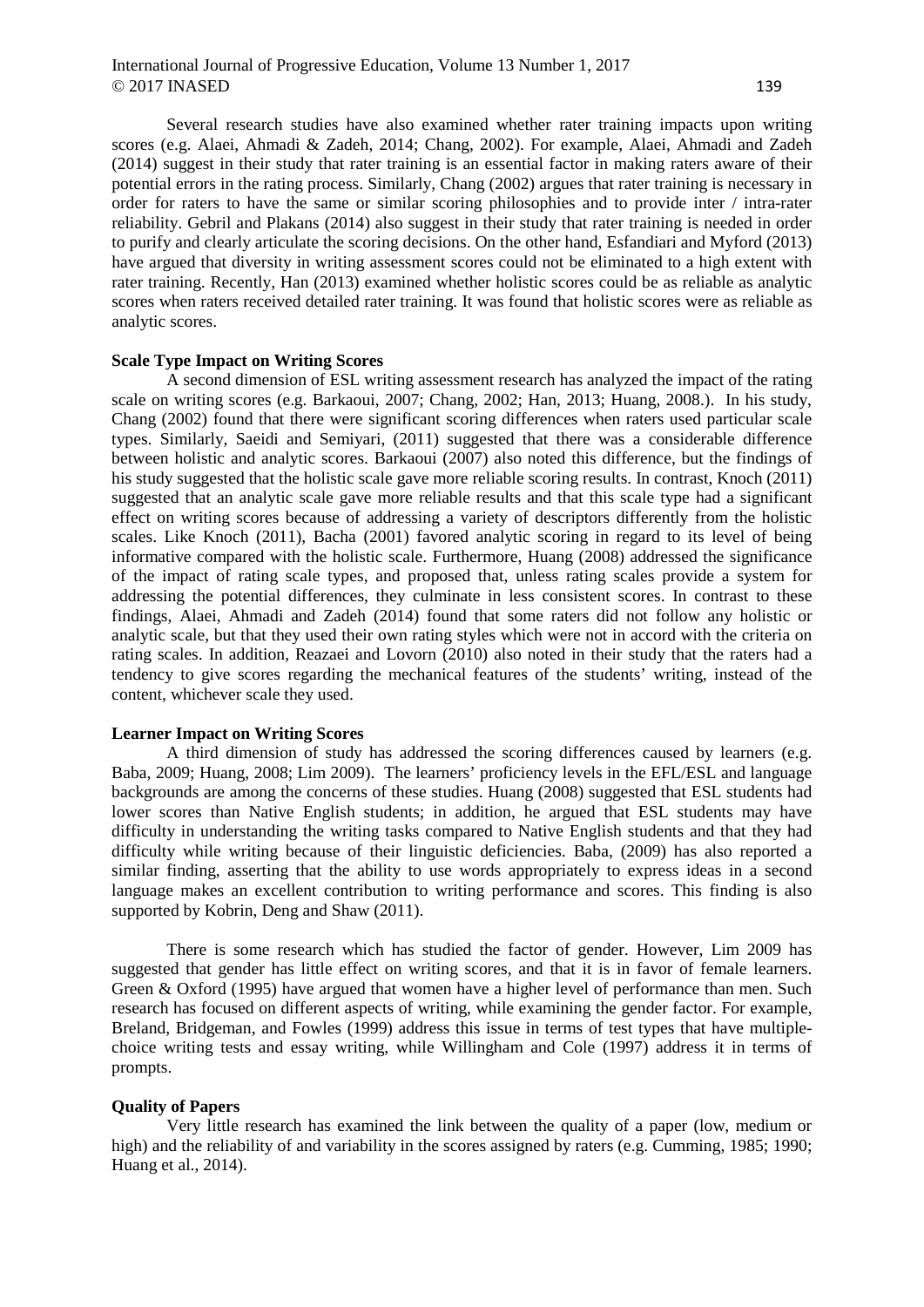Several research studies have also examined whether rater training impacts upon writing scores (e.g. Alaei, Ahmadi & Zadeh, 2014; Chang, 2002). For example, Alaei, Ahmadi and Zadeh (2014) suggest in their study that rater training is an essential factor in making raters aware of their potential errors in the rating process. Similarly, Chang (2002) argues that rater training is necessary in order for raters to have the same or similar scoring philosophies and to provide inter / intra-rater reliability. Gebril and Plakans (2014) also suggest in their study that rater training is needed in order to purify and clearly articulate the scoring decisions. On the other hand, Esfandiari and Myford (2013) have argued that diversity in writing assessment scores could not be eliminated to a high extent with rater training. Recently, Han (2013) examined whether holistic scores could be as reliable as analytic scores when raters received detailed rater training. It was found that holistic scores were as reliable as analytic scores.

**Scale Type Impact on Writing Scores**

A second dimension of ESL writing assessment research has analyzed the impact of the rating scale on writing scores (e.g. Barkaoui, 2007; Chang, 2002; Han, 2013; Huang, 2008.). In his study, Chang (2002) found that there were significant scoring differences when raters used particular scale types. Similarly, Saeidi and Semiyari, (2011) suggested that there was a considerable difference between holistic and analytic scores. Barkaoui (2007) also noted this difference, but the findings of his study suggested that the holistic scale gave more reliable scoring results. In contrast, Knoch (2011) suggested that an analytic scale gave more reliable results and that this scale type had a significant effect on writing scores because of addressing a variety of descriptors differently from the holistic scales. Like Knoch (2011), Bacha (2001) favored analytic scoring in regard to its level of being informative compared with the holistic scale. Furthermore, Huang (2008) addressed the significance of the impact of rating scale types, and proposed that, unless rating scales provide a system for addressing the potential differences, they culminate in less consistent scores. In contrast to these findings, Alaei, Ahmadi and Zadeh (2014) found that some raters did not follow any holistic or analytic scale, but that they used their own rating styles which were not in accord with the criteria on rating scales. In addition, Reazaei and Lovorn (2010) also noted in their study that the raters had a tendency to give scores regarding the mechanical features of the students' writing, instead of the content, whichever scale they used.

**Learner Impact on Writing Scores**

A third dimension of study has addressed the scoring differences caused by learners (e.g. Baba, 2009; Huang, 2008; Lim 2009). The learners' proficiency levels in the EFL/ESL and language backgrounds are among the concerns of these studies. Huang (2008) suggested that ESL students had lower scores than Native English students; in addition, he argued that ESL students may have difficulty in understanding the writing tasks compared to Native English students and that they had difficulty while writing because of their linguistic deficiencies. Baba, (2009) has also reported a similar finding, asserting that the ability to use words appropriately to express ideas in a second language makes an excellent contribution to writing performance and scores. This finding is also supported by Kobrin, Deng and Shaw (2011).

There is some research which has studied the factor of gender. However, Lim 2009 has suggested that gender has little effect on writing scores, and that it is in favor of female learners. Green & Oxford (1995) have argued that women have a higher level of performance than men. Such research has focused on different aspects of writing, while examining the gender factor. For example, Breland, Bridgeman, and Fowles (1999) address this issue in terms of test types that have multiple-choice writing tests and essay writing, while Willingham and Cole (1997) address it in terms of prompts.

**Quality of Papers**

Very little research has examined the link between the quality of a paper (low, medium or high) and the reliability of and variability in the scores assigned by raters (e.g. Cumming, 1985; 1990; Huang et al., 2014).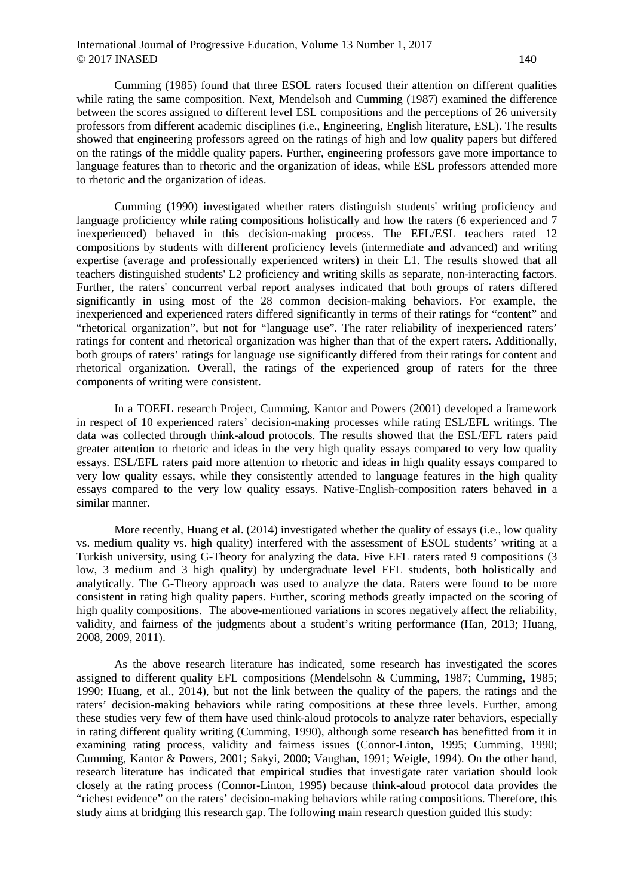Cumming (1985) found that three ESOL raters focused their attention on different qualities while rating the same composition. Next, Mendelsoh and Cumming (1987) examined the difference between the scores assigned to different level ESL compositions and the perceptions of 26 university professors from different academic disciplines (i.e., Engineering, English literature, ESL). The results showed that engineering professors agreed on the ratings of high and low quality papers but differed on the ratings of the middle quality papers. Further, engineering professors gave more importance to language features than to rhetoric and the organization of ideas, while ESL professors attended more to rhetoric and the organization of ideas.

Cumming (1990) investigated whether raters distinguish students' writing proficiency and language proficiency while rating compositions holistically and how the raters (6 experienced and 7 inexperienced) behaved in this decision-making process. The EFL/ESL teachers rated 12 compositions by students with different proficiency levels (intermediate and advanced) and writing expertise (average and professionally experienced writers) in their L1. The results showed that all teachers distinguished students' L2 proficiency and writing skills as separate, non-interacting factors. Further, the raters' concurrent verbal report analyses indicated that both groups of raters differed significantly in using most of the 28 common decision-making behaviors. For example, the inexperienced and experienced raters differed significantly in terms of their ratings for "content" and "rhetorical organization", but not for "language use". The rater reliability of inexperienced raters' ratings for content and rhetorical organization was higher than that of the expert raters. Additionally, both groups of raters' ratings for language use significantly differed from their ratings for content and rhetorical organization. Overall, the ratings of the experienced group of raters for the three components of writing were consistent.

In a TOEFL research Project, Cumming, Kantor and Powers (2001) developed a framework in respect of 10 experienced raters' decision-making processes while rating ESL/EFL writings. The data was collected through think-aloud protocols. The results showed that the ESL/EFL raters paid greater attention to rhetoric and ideas in the very high quality essays compared to very low quality essays. ESL/EFL raters paid more attention to rhetoric and ideas in high quality essays compared to very low quality essays, while they consistently attended to language features in the high quality essays compared to the very low quality essays. Native-English-composition raters behaved in a similar manner.

More recently, Huang et al. (2014) investigated whether the quality of essays (i.e., low quality vs. medium quality vs. high quality) interfered with the assessment of ESOL students' writing at a Turkish university, using G-Theory for analyzing the data. Five EFL raters rated 9 compositions (3 low, 3 medium and 3 high quality) by undergraduate level EFL students, both holistically and analytically. The G-Theory approach was used to analyze the data. Raters were found to be more consistent in rating high quality papers. Further, scoring methods greatly impacted on the scoring of high quality compositions. The above-mentioned variations in scores negatively affect the reliability, validity, and fairness of the judgments about a student's writing performance (Han, 2013; Huang, 2008, 2009, 2011).

As the above research literature has indicated, some research has investigated the scores assigned to different quality EFL compositions (Mendelsohn & Cumming, 1987; Cumming, 1985; 1990; Huang, et al., 2014), but not the link between the quality of the papers, the ratings and the raters' decision-making behaviors while rating compositions at these three levels. Further, among these studies very few of them have used think-aloud protocols to analyze rater behaviors, especially in rating different quality writing (Cumming, 1990), although some research has benefitted from it in examining rating process, validity and fairness issues (Connor-Linton, 1995; Cumming, 1990; Cumming, Kantor & Powers, 2001; Sakyi, 2000; Vaughan, 1991; Weigle, 1994). On the other hand, research literature has indicated that empirical studies that investigate rater variation should look closely at the rating process (Connor-Linton, 1995) because think-aloud protocol data provides the "richest evidence" on the raters' decision-making behaviors while rating compositions. Therefore, this study aims at bridging this research gap. The following main research question guided this study: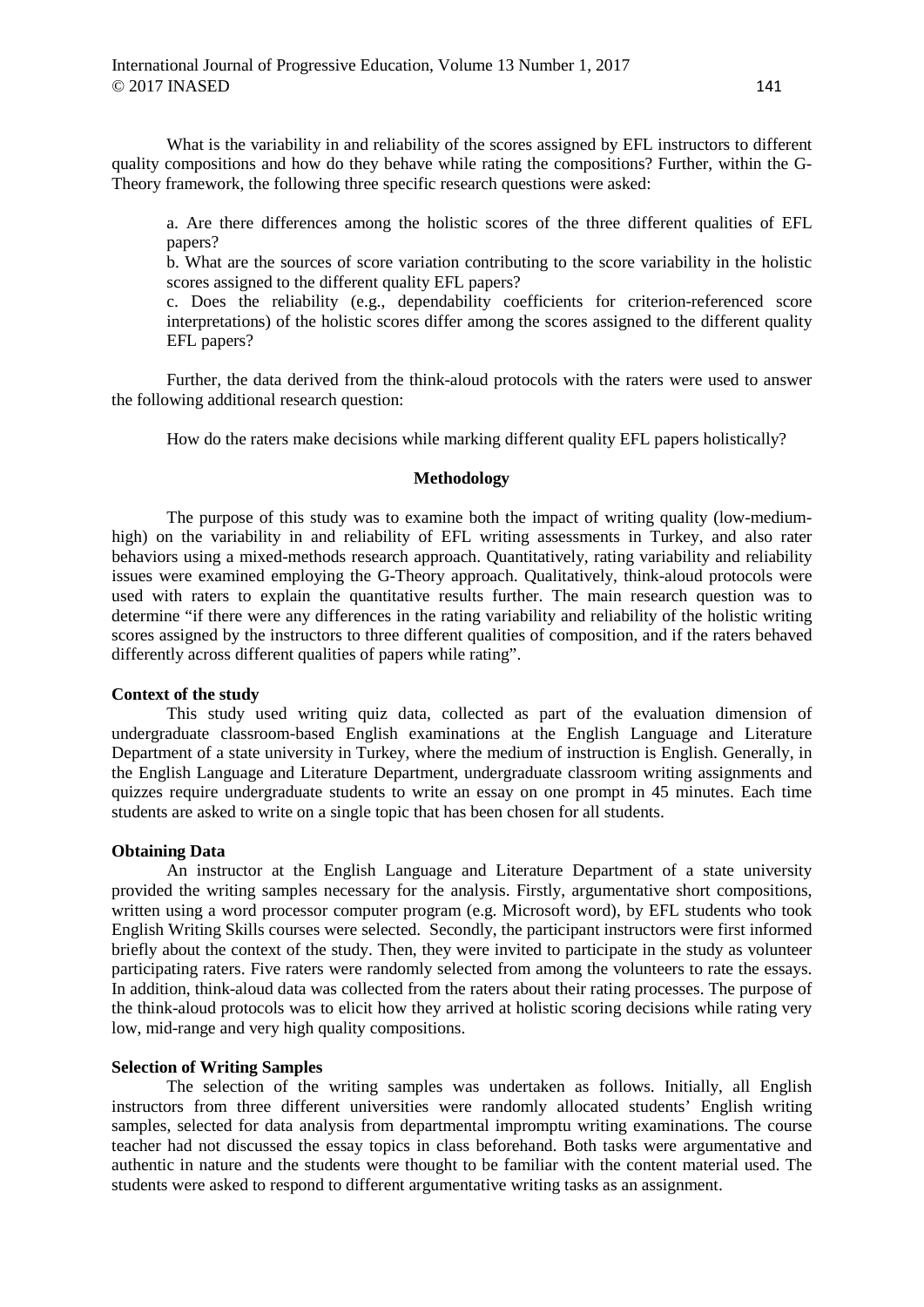What is the variability in and reliability of the scores assigned by EFL instructors to different quality compositions and how do they behave while rating the compositions? Further, within the G-Theory framework, the following three specific research questions were asked:

a. Are there differences among the holistic scores of the three different qualities of EFL papers?

b. What are the sources of score variation contributing to the score variability in the holistic scores assigned to the different quality EFL papers?

c. Does the reliability (e.g., dependability coefficients for criterion-referenced score interpretations) of the holistic scores differ among the scores assigned to the different quality EFL papers?

Further, the data derived from the think-aloud protocols with the raters were used to answer the following additional research question:

How do the raters make decisions while marking different quality EFL papers holistically?

## Methodology

The purpose of this study was to examine both the impact of writing quality (low-medium-high) on the variability in and reliability of EFL writing assessments in Turkey, and also rater behaviors using a mixed-methods research approach. Quantitatively, rating variability and reliability issues were examined employing the G-Theory approach. Qualitatively, think-aloud protocols were used with raters to explain the quantitative results further. The main research question was to determine "if there were any differences in the rating variability and reliability of the holistic writing scores assigned by the instructors to three different qualities of composition, and if the raters behaved differently across different qualities of papers while rating".

### Context of the study

This study used writing quiz data, collected as part of the evaluation dimension of undergraduate classroom-based English examinations at the English Language and Literature Department of a state university in Turkey, where the medium of instruction is English. Generally, in the English Language and Literature Department, undergraduate classroom writing assignments and quizzes require undergraduate students to write an essay on one prompt in 45 minutes. Each time students are asked to write on a single topic that has been chosen for all students.

### Obtaining Data

An instructor at the English Language and Literature Department of a state university provided the writing samples necessary for the analysis. Firstly, argumentative short compositions, written using a word processor computer program (e.g. Microsoft word), by EFL students who took English Writing Skills courses were selected. Secondly, the participant instructors were first informed briefly about the context of the study. Then, they were invited to participate in the study as volunteer participating raters. Five raters were randomly selected from among the volunteers to rate the essays. In addition, think-aloud data was collected from the raters about their rating processes. The purpose of the think-aloud protocols was to elicit how they arrived at holistic scoring decisions while rating very low, mid-range and very high quality compositions.

### Selection of Writing Samples

The selection of the writing samples was undertaken as follows. Initially, all English instructors from three different universities were randomly allocated students' English writing samples, selected for data analysis from departmental impromptu writing examinations. The course teacher had not discussed the essay topics in class beforehand. Both tasks were argumentative and authentic in nature and the students were thought to be familiar with the content material used. The students were asked to respond to different argumentative writing tasks as an assignment.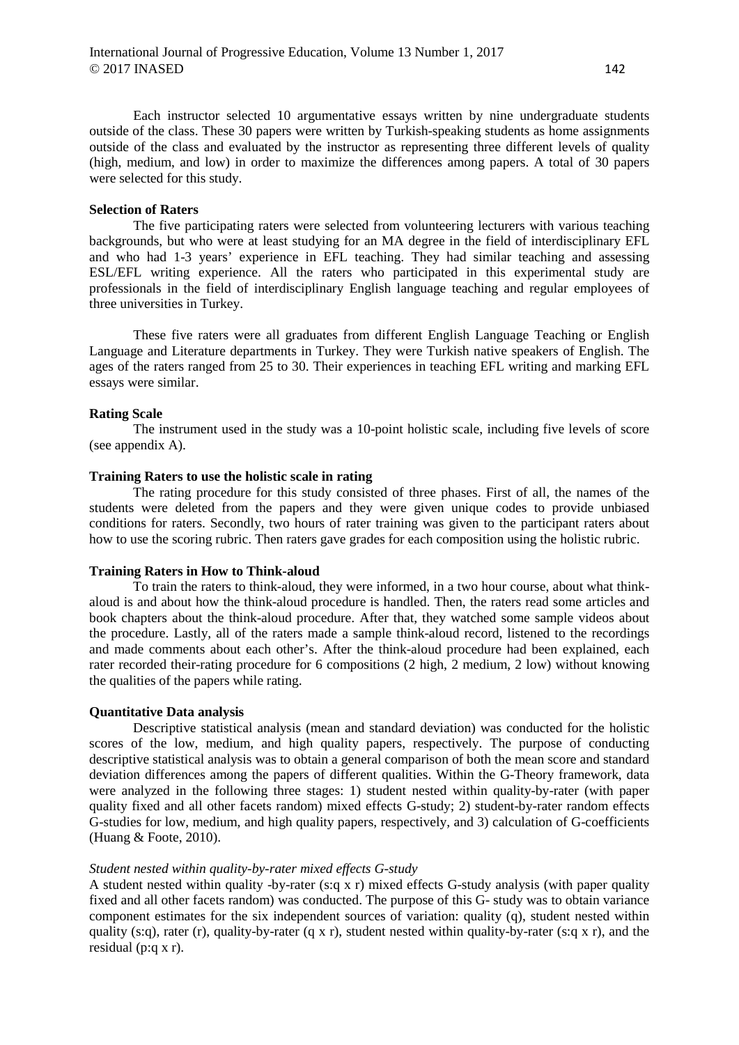Each instructor selected 10 argumentative essays written by nine undergraduate students outside of the class. These 30 papers were written by Turkish-speaking students as home assignments outside of the class and evaluated by the instructor as representing three different levels of quality (high, medium, and low) in order to maximize the differences among papers. A total of 30 papers were selected for this study.

**Selection of Raters**

The five participating raters were selected from volunteering lecturers with various teaching backgrounds, but who were at least studying for an MA degree in the field of interdisciplinary EFL and who had 1-3 years' experience in EFL teaching. They had similar teaching and assessing ESL/EFL writing experience. All the raters who participated in this experimental study are professionals in the field of interdisciplinary English language teaching and regular employees of three universities in Turkey.

These five raters were all graduates from different English Language Teaching or English Language and Literature departments in Turkey. They were Turkish native speakers of English. The ages of the raters ranged from 25 to 30. Their experiences in teaching EFL writing and marking EFL essays were similar.

**Rating Scale**

The instrument used in the study was a 10-point holistic scale, including five levels of score (see appendix A).

**Training Raters to use the holistic scale in rating**

The rating procedure for this study consisted of three phases. First of all, the names of the students were deleted from the papers and they were given unique codes to provide unbiased conditions for raters. Secondly, two hours of rater training was given to the participant raters about how to use the scoring rubric. Then raters gave grades for each composition using the holistic rubric.

**Training Raters in How to Think-aloud**

To train the raters to think-aloud, they were informed, in a two hour course, about what think-aloud is and about how the think-aloud procedure is handled. Then, the raters read some articles and book chapters about the think-aloud procedure. After that, they watched some sample videos about the procedure. Lastly, all of the raters made a sample think-aloud record, listened to the recordings and made comments about each other's. After the think-aloud procedure had been explained, each rater recorded their-rating procedure for 6 compositions (2 high, 2 medium, 2 low) without knowing the qualities of the papers while rating.

**Quantitative Data analysis**

Descriptive statistical analysis (mean and standard deviation) was conducted for the holistic scores of the low, medium, and high quality papers, respectively. The purpose of conducting descriptive statistical analysis was to obtain a general comparison of both the mean score and standard deviation differences among the papers of different qualities. Within the G-Theory framework, data were analyzed in the following three stages: 1) student nested within quality-by-rater (with paper quality fixed and all other facets random) mixed effects G-study; 2) student-by-rater random effects G-studies for low, medium, and high quality papers, respectively, and 3) calculation of G-coefficients (Huang & Foote, 2010).

*Student nested within quality-by-rater mixed effects G-study*

A student nested within quality -by-rater (s:q x r) mixed effects G-study analysis (with paper quality fixed and all other facets random) was conducted. The purpose of this G- study was to obtain variance component estimates for the six independent sources of variation: quality (q), student nested within quality (s:q), rater (r), quality-by-rater (q x r), student nested within quality-by-rater (s:q x r), and the residual (p:q x r).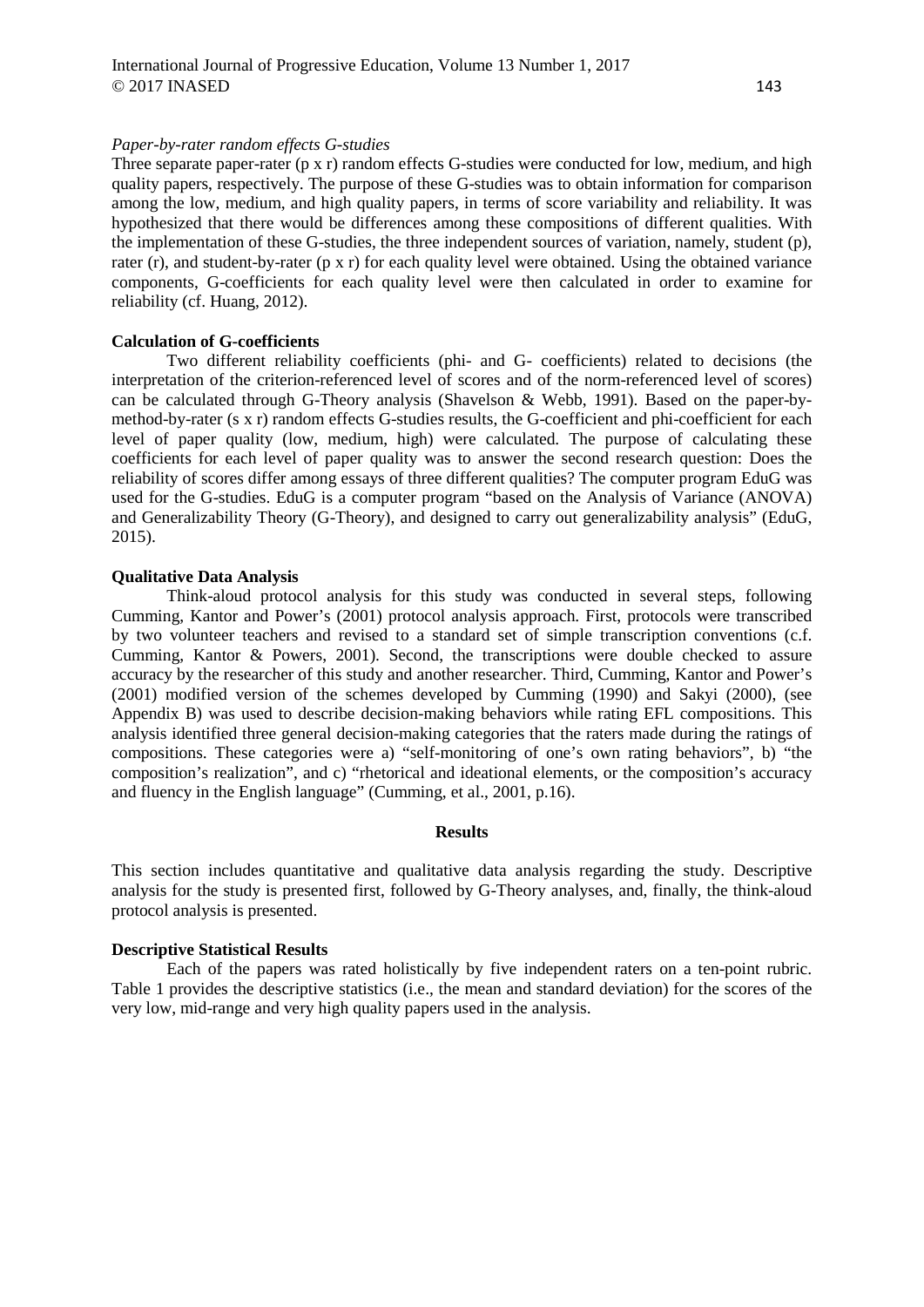*Paper-by-rater random effects G-studies*

Three separate paper-rater (p x r) random effects G-studies were conducted for low, medium, and high quality papers, respectively. The purpose of these G-studies was to obtain information for comparison among the low, medium, and high quality papers, in terms of score variability and reliability. It was hypothesized that there would be differences among these compositions of different qualities. With the implementation of these G-studies, the three independent sources of variation, namely, student (p), rater (r), and student-by-rater (p x r) for each quality level were obtained. Using the obtained variance components, G-coefficients for each quality level were then calculated in order to examine for reliability (cf. Huang, 2012).

**Calculation of G-coefficients**

Two different reliability coefficients (phi- and G- coefficients) related to decisions (the interpretation of the criterion-referenced level of scores and of the norm-referenced level of scores) can be calculated through G-Theory analysis (Shavelson & Webb, 1991). Based on the paper-by-method-by-rater (s x r) random effects G-studies results, the G-coefficient and phi-coefficient for each level of paper quality (low, medium, high) were calculated. The purpose of calculating these coefficients for each level of paper quality was to answer the second research question: Does the reliability of scores differ among essays of three different qualities? The computer program EduG was used for the G-studies. EduG is a computer program "based on the Analysis of Variance (ANOVA) and Generalizability Theory (G-Theory), and designed to carry out generalizability analysis" (EduG, 2015).

**Qualitative Data Analysis**

Think-aloud protocol analysis for this study was conducted in several steps, following Cumming, Kantor and Power's (2001) protocol analysis approach. First, protocols were transcribed by two volunteer teachers and revised to a standard set of simple transcription conventions (c.f. Cumming, Kantor & Powers, 2001). Second, the transcriptions were double checked to assure accuracy by the researcher of this study and another researcher. Third, Cumming, Kantor and Power's (2001) modified version of the schemes developed by Cumming (1990) and Sakyi (2000), (see Appendix B) was used to describe decision-making behaviors while rating EFL compositions. This analysis identified three general decision-making categories that the raters made during the ratings of compositions. These categories were a) "self-monitoring of one's own rating behaviors", b) "the composition's realization", and c) "rhetorical and ideational elements, or the composition's accuracy and fluency in the English language" (Cumming, et al., 2001, p.16).

## Results

This section includes quantitative and qualitative data analysis regarding the study. Descriptive analysis for the study is presented first, followed by G-Theory analyses, and, finally, the think-aloud protocol analysis is presented.

**Descriptive Statistical Results**

Each of the papers was rated holistically by five independent raters on a ten-point rubric. Table 1 provides the descriptive statistics (i.e., the mean and standard deviation) for the scores of the very low, mid-range and very high quality papers used in the analysis.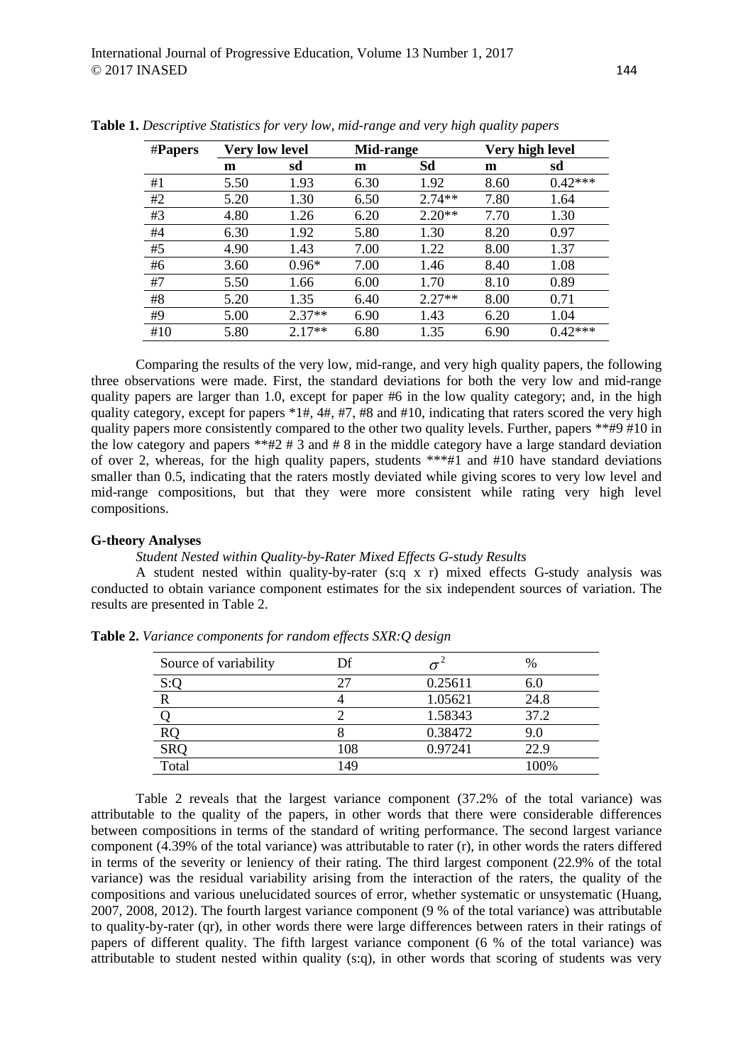**Table 1.** *Descriptive Statistics for very low, mid-range and very high quality papers*

| #Papers | Very low level | | Mid-range | | Very high level | |
|---|---|---|---|---|---|---|
| | m | sd | m | Sd | m | sd |
| #1 | 5.50 | 1.93 | 6.30 | 1.92 | 8.60 | 0.42*** |
| #2 | 5.20 | 1.30 | 6.50 | 2.74** | 7.80 | 1.64 |
| #3 | 4.80 | 1.26 | 6.20 | 2.20** | 7.70 | 1.30 |
| #4 | 6.30 | 1.92 | 5.80 | 1.30 | 8.20 | 0.97 |
| #5 | 4.90 | 1.43 | 7.00 | 1.22 | 8.00 | 1.37 |
| #6 | 3.60 | 0.96* | 7.00 | 1.46 | 8.40 | 1.08 |
| #7 | 5.50 | 1.66 | 6.00 | 1.70 | 8.10 | 0.89 |
| #8 | 5.20 | 1.35 | 6.40 | 2.27** | 8.00 | 0.71 |
| #9 | 5.00 | 2.37** | 6.90 | 1.43 | 6.20 | 1.04 |
| #10 | 5.80 | 2.17** | 6.80 | 1.35 | 6.90 | 0.42*** |

Comparing the results of the very low, mid-range, and very high quality papers, the following three observations were made. First, the standard deviations for both the very low and mid-range quality papers are larger than 1.0, except for paper #6 in the low quality category; and, in the high quality category, except for papers *1#, 4#, #7, #8 and #10, indicating that raters scored the very high quality papers more consistently compared to the other two quality levels. Further, papers **#9 #10 in the low category and papers **#2 # 3 and # 8 in the middle category have a large standard deviation of over 2, whereas, for the high quality papers, students ***#1 and #10 have standard deviations smaller than 0.5, indicating that the raters mostly deviated while giving scores to very low level and mid-range compositions, but that they were more consistent while rating very high level compositions.

**G-theory Analyses**

*Student Nested within Quality-by-Rater Mixed Effects G-study Results*

A student nested within quality-by-rater (s:q x r) mixed effects G-study analysis was conducted to obtain variance component estimates for the six independent sources of variation. The results are presented in Table 2.

**Table 2.** *Variance components for random effects SXR:Q design*

| Source of variability | Df | $\sigma^2$ | % |
|---|---|---|---|
| S:Q | 27 | 0.25611 | 6.0 |
| R | 4 | 1.05621 | 24.8 |
| Q | 2 | 1.58343 | 37.2 |
| RQ | 8 | 0.38472 | 9.0 |
| SRQ | 108 | 0.97241 | 22.9 |
| Total | 149 | | 100% |

Table 2 reveals that the largest variance component (37.2% of the total variance) was attributable to the quality of the papers, in other words that there were considerable differences between compositions in terms of the standard of writing performance. The second largest variance component (4.39% of the total variance) was attributable to rater (r), in other words the raters differed in terms of the severity or leniency of their rating. The third largest component (22.9% of the total variance) was the residual variability arising from the interaction of the raters, the quality of the compositions and various unelucidated sources of error, whether systematic or unsystematic (Huang, 2007, 2008, 2012). The fourth largest variance component (9 % of the total variance) was attributable to quality-by-rater (qr), in other words there were large differences between raters in their ratings of papers of different quality. The fifth largest variance component (6 % of the total variance) was attributable to student nested within quality (s:q), in other words that scoring of students was very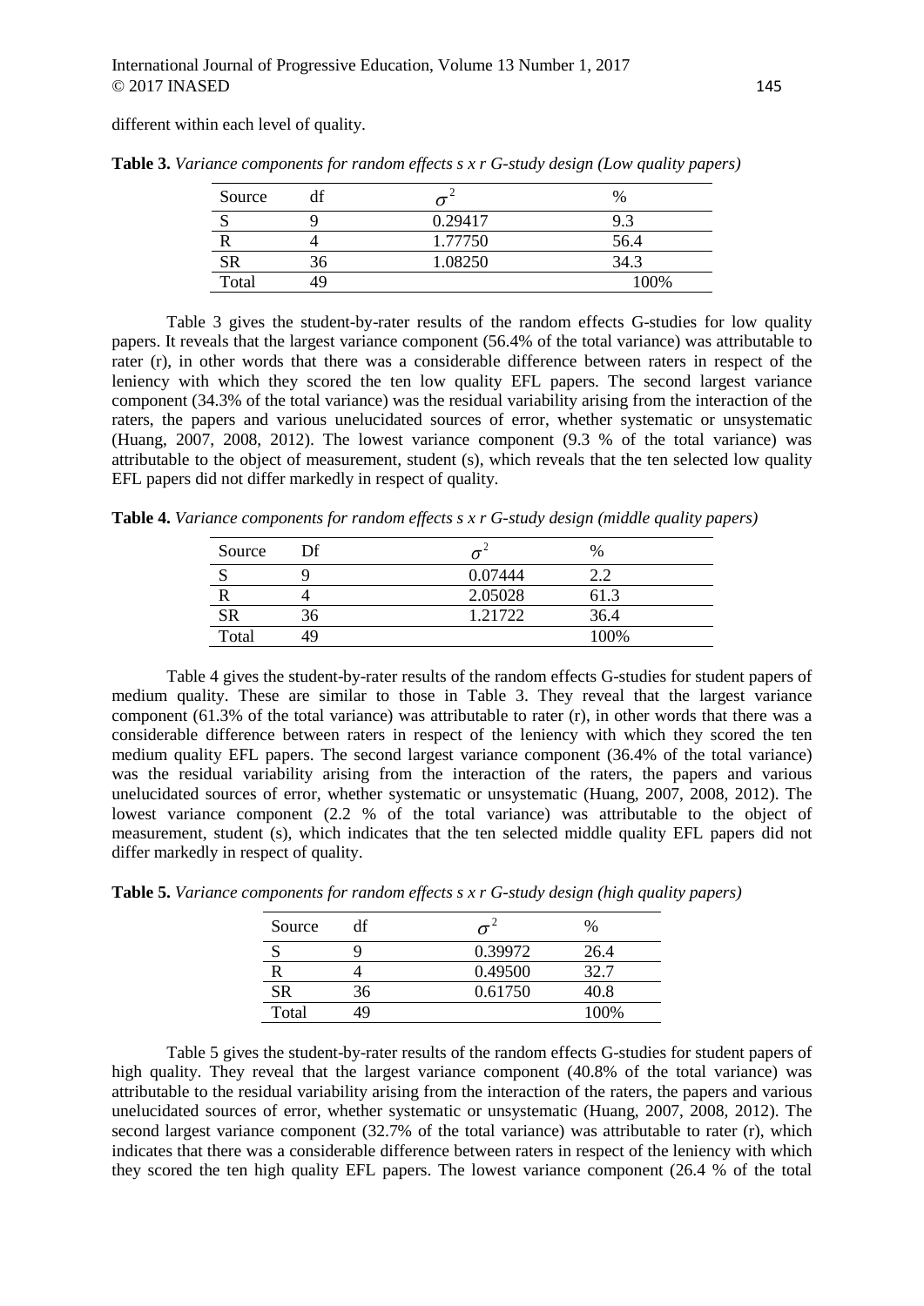different within each level of quality.

**Table 3.** *Variance components for random effects s x r G-study design (Low quality papers)*

| Source | df | $\sigma^2$ | % |
|---|---|---|---|
| S | 9 | 0.29417 | 9.3 |
| R | 4 | 1.77750 | 56.4 |
| SR | 36 | 1.08250 | 34.3 |
| Total | 49 | | 100% |

Table 3 gives the student-by-rater results of the random effects G-studies for low quality papers. It reveals that the largest variance component (56.4% of the total variance) was attributable to rater (r), in other words that there was a considerable difference between raters in respect of the leniency with which they scored the ten low quality EFL papers. The second largest variance component (34.3% of the total variance) was the residual variability arising from the interaction of the raters, the papers and various unelucidated sources of error, whether systematic or unsystematic (Huang, 2007, 2008, 2012). The lowest variance component (9.3 % of the total variance) was attributable to the object of measurement, student (s), which reveals that the ten selected low quality EFL papers did not differ markedly in respect of quality.

**Table 4.** *Variance components for random effects s x r G-study design (middle quality papers)*

| Source | Df | $\sigma^2$ | % |
|---|---|---|---|
| S | 9 | 0.07444 | 2.2 |
| R | 4 | 2.05028 | 61.3 |
| SR | 36 | 1.21722 | 36.4 |
| Total | 49 | | 100% |

Table 4 gives the student-by-rater results of the random effects G-studies for student papers of medium quality. These are similar to those in Table 3. They reveal that the largest variance component (61.3% of the total variance) was attributable to rater (r), in other words that there was a considerable difference between raters in respect of the leniency with which they scored the ten medium quality EFL papers. The second largest variance component (36.4% of the total variance) was the residual variability arising from the interaction of the raters, the papers and various unelucidated sources of error, whether systematic or unsystematic (Huang, 2007, 2008, 2012). The lowest variance component (2.2 % of the total variance) was attributable to the object of measurement, student (s), which indicates that the ten selected middle quality EFL papers did not differ markedly in respect of quality.

**Table 5.** *Variance components for random effects s x r G-study design (high quality papers)*

| Source | df | $\sigma^2$ | % |
|---|---|---|---|
| S | 9 | 0.39972 | 26.4 |
| R | 4 | 0.49500 | 32.7 |
| SR | 36 | 0.61750 | 40.8 |
| Total | 49 | | 100% |

Table 5 gives the student-by-rater results of the random effects G-studies for student papers of high quality. They reveal that the largest variance component (40.8% of the total variance) was attributable to the residual variability arising from the interaction of the raters, the papers and various unelucidated sources of error, whether systematic or unsystematic (Huang, 2007, 2008, 2012). The second largest variance component (32.7% of the total variance) was attributable to rater (r), which indicates that there was a considerable difference between raters in respect of the leniency with which they scored the ten high quality EFL papers. The lowest variance component (26.4 % of the total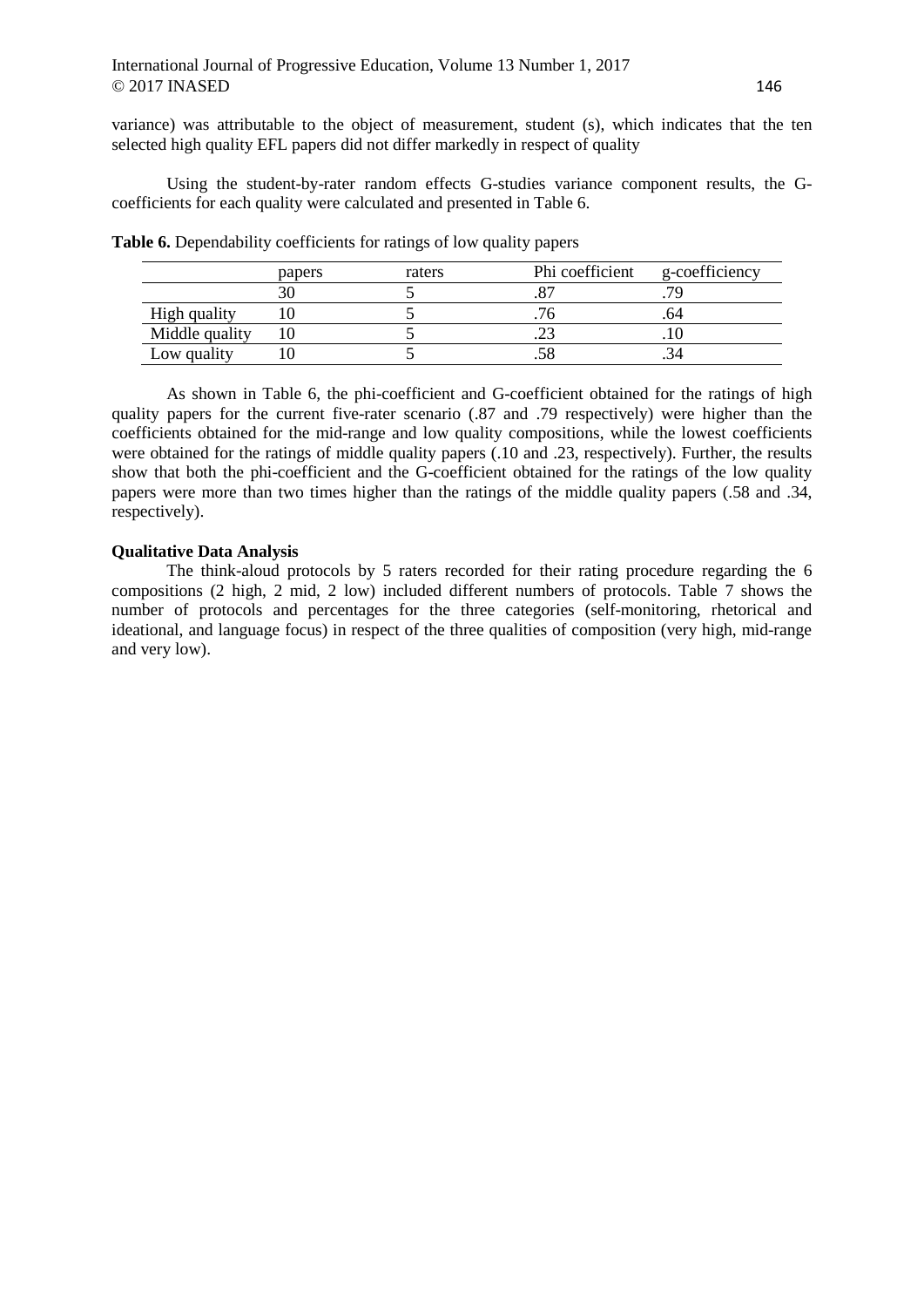variance) was attributable to the object of measurement, student (s), which indicates that the ten selected high quality EFL papers did not differ markedly in respect of quality

Using the student-by-rater random effects G-studies variance component results, the G-coefficients for each quality were calculated and presented in Table 6.

**Table 6.** Dependability coefficients for ratings of low quality papers

| | papers | raters | Phi coefficient | g-coefficiency |
|---|---|---|---|---|
| | 30 | 5 | .87 | .79 |
| High quality | 10 | 5 | .76 | .64 |
| Middle quality | 10 | 5 | .23 | .10 |
| Low quality | 10 | 5 | .58 | .34 |

As shown in Table 6, the phi-coefficient and G-coefficient obtained for the ratings of high quality papers for the current five-rater scenario (.87 and .79 respectively) were higher than the coefficients obtained for the mid-range and low quality compositions, while the lowest coefficients were obtained for the ratings of middle quality papers (.10 and .23, respectively). Further, the results show that both the phi-coefficient and the G-coefficient obtained for the ratings of the low quality papers were more than two times higher than the ratings of the middle quality papers (.58 and .34, respectively).

**Qualitative Data Analysis**

The think-aloud protocols by 5 raters recorded for their rating procedure regarding the 6 compositions (2 high, 2 mid, 2 low) included different numbers of protocols. Table 7 shows the number of protocols and percentages for the three categories (self-monitoring, rhetorical and ideational, and language focus) in respect of the three qualities of composition (very high, mid-range and very low).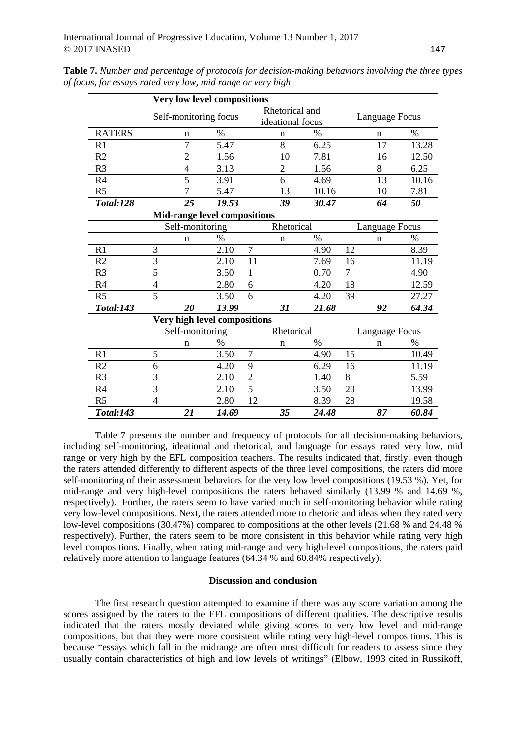**Table 7.** *Number and percentage of protocols for decision-making behaviors involving the three types of focus, for essays rated very low, mid range or very high*

| | **Very low level compositions** | | | | | |
|---|---|---|---|---|---|---|
| | Self-monitoring focus | | Rhetorical and ideational focus | | Language Focus | |
| RATERS | n | % | n | % | n | % |
| R1 | 7 | 5.47 | 8 | 6.25 | 17 | 13.28 |
| R2 | 2 | 1.56 | 10 | 7.81 | 16 | 12.50 |
| R3 | 4 | 3.13 | 2 | 1.56 | 8 | 6.25 |
| R4 | 5 | 3.91 | 6 | 4.69 | 13 | 10.16 |
| R5 | 7 | 5.47 | 13 | 10.16 | 10 | 7.81 |
| ***Total:128*** | ***25*** | ***19.53*** | ***39*** | ***30.47*** | ***64*** | ***50*** |
| | **Mid-range level compositions** | | | | | |
| | Self-monitoring | | Rhetorical | | Language Focus | |
| | n | % | n | % | n | % |
| R1 | 3 | 2.10 | 7 | 4.90 | 12 | 8.39 |
| R2 | 3 | 2.10 | 11 | 7.69 | 16 | 11.19 |
| R3 | 5 | 3.50 | 1 | 0.70 | 7 | 4.90 |
| R4 | 4 | 2.80 | 6 | 4.20 | 18 | 12.59 |
| R5 | 5 | 3.50 | 6 | 4.20 | 39 | 27.27 |
| ***Total:143*** | ***20*** | ***13.99*** | ***31*** | ***21.68*** | ***92*** | ***64.34*** |
| | **Very high level compositions** | | | | | |
| | Self-monitoring | | Rhetorical | | Language Focus | |
| | n | % | n | % | n | % |
| R1 | 5 | 3.50 | 7 | 4.90 | 15 | 10.49 |
| R2 | 6 | 4.20 | 9 | 6.29 | 16 | 11.19 |
| R3 | 3 | 2.10 | 2 | 1.40 | 8 | 5.59 |
| R4 | 3 | 2.10 | 5 | 3.50 | 20 | 13.99 |
| R5 | 4 | 2.80 | 12 | 8.39 | 28 | 19.58 |
| ***Total:143*** | ***21*** | ***14.69*** | ***35*** | ***24.48*** | ***87*** | ***60.84*** |

Table 7 presents the number and frequency of protocols for all decision-making behaviors, including self-monitoring, ideational and rhetorical, and language for essays rated very low, mid range or very high by the EFL composition teachers. The results indicated that, firstly, even though the raters attended differently to different aspects of the three level compositions, the raters did more self-monitoring of their assessment behaviors for the very low level compositions (19.53 %). Yet, for mid-range and very high-level compositions the raters behaved similarly (13.99 % and 14.69 %, respectively). Further, the raters seem to have varied much in self-monitoring behavior while rating very low-level compositions. Next, the raters attended more to rhetoric and ideas when they rated very low-level compositions (30.47%) compared to compositions at the other levels (21.68 % and 24.48 % respectively). Further, the raters seem to be more consistent in this behavior while rating very high level compositions. Finally, when rating mid-range and very high-level compositions, the raters paid relatively more attention to language features (64.34 % and 60.84% respectively).

## Discussion and conclusion

The first research question attempted to examine if there was any score variation among the scores assigned by the raters to the EFL compositions of different qualities. The descriptive results indicated that the raters mostly deviated while giving scores to very low level and mid-range compositions, but that they were more consistent while rating very high-level compositions. This is because "essays which fall in the midrange are often most difficult for readers to assess since they usually contain characteristics of high and low levels of writings" (Elbow, 1993 cited in Russikoff,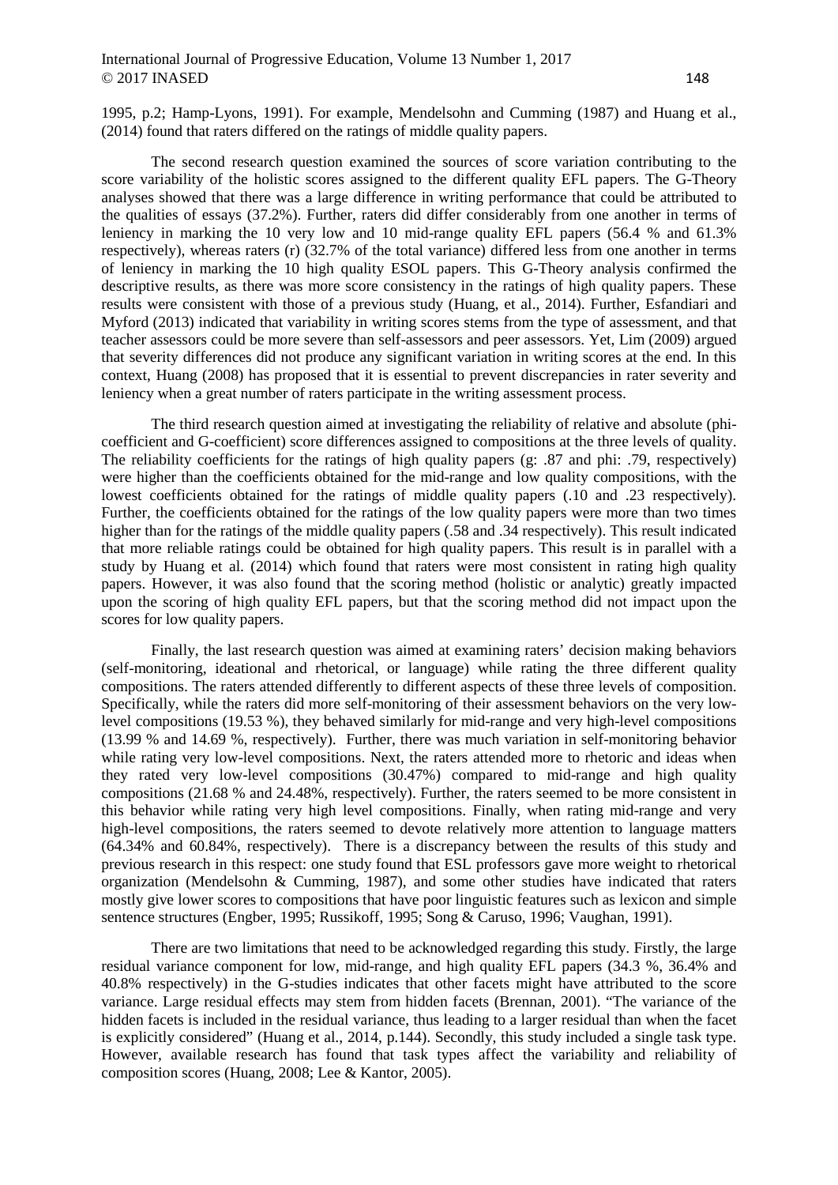1995, p.2; Hamp-Lyons, 1991). For example, Mendelsohn and Cumming (1987) and Huang et al., (2014) found that raters differed on the ratings of middle quality papers.

The second research question examined the sources of score variation contributing to the score variability of the holistic scores assigned to the different quality EFL papers. The G-Theory analyses showed that there was a large difference in writing performance that could be attributed to the qualities of essays (37.2%). Further, raters did differ considerably from one another in terms of leniency in marking the 10 very low and 10 mid-range quality EFL papers (56.4 % and 61.3% respectively), whereas raters (r) (32.7% of the total variance) differed less from one another in terms of leniency in marking the 10 high quality ESOL papers. This G-Theory analysis confirmed the descriptive results, as there was more score consistency in the ratings of high quality papers. These results were consistent with those of a previous study (Huang, et al., 2014). Further, Esfandiari and Myford (2013) indicated that variability in writing scores stems from the type of assessment, and that teacher assessors could be more severe than self-assessors and peer assessors. Yet, Lim (2009) argued that severity differences did not produce any significant variation in writing scores at the end. In this context, Huang (2008) has proposed that it is essential to prevent discrepancies in rater severity and leniency when a great number of raters participate in the writing assessment process.

The third research question aimed at investigating the reliability of relative and absolute (phi-coefficient and G-coefficient) score differences assigned to compositions at the three levels of quality. The reliability coefficients for the ratings of high quality papers (g: .87 and phi: .79, respectively) were higher than the coefficients obtained for the mid-range and low quality compositions, with the lowest coefficients obtained for the ratings of middle quality papers (.10 and .23 respectively). Further, the coefficients obtained for the ratings of the low quality papers were more than two times higher than for the ratings of the middle quality papers (.58 and .34 respectively). This result indicated that more reliable ratings could be obtained for high quality papers. This result is in parallel with a study by Huang et al. (2014) which found that raters were most consistent in rating high quality papers. However, it was also found that the scoring method (holistic or analytic) greatly impacted upon the scoring of high quality EFL papers, but that the scoring method did not impact upon the scores for low quality papers.

Finally, the last research question was aimed at examining raters' decision making behaviors (self-monitoring, ideational and rhetorical, or language) while rating the three different quality compositions. The raters attended differently to different aspects of these three levels of composition. Specifically, while the raters did more self-monitoring of their assessment behaviors on the very low-level compositions (19.53 %), they behaved similarly for mid-range and very high-level compositions (13.99 % and 14.69 %, respectively). Further, there was much variation in self-monitoring behavior while rating very low-level compositions. Next, the raters attended more to rhetoric and ideas when they rated very low-level compositions (30.47%) compared to mid-range and high quality compositions (21.68 % and 24.48%, respectively). Further, the raters seemed to be more consistent in this behavior while rating very high level compositions. Finally, when rating mid-range and very high-level compositions, the raters seemed to devote relatively more attention to language matters (64.34% and 60.84%, respectively). There is a discrepancy between the results of this study and previous research in this respect: one study found that ESL professors gave more weight to rhetorical organization (Mendelsohn & Cumming, 1987), and some other studies have indicated that raters mostly give lower scores to compositions that have poor linguistic features such as lexicon and simple sentence structures (Engber, 1995; Russikoff, 1995; Song & Caruso, 1996; Vaughan, 1991).

There are two limitations that need to be acknowledged regarding this study. Firstly, the large residual variance component for low, mid-range, and high quality EFL papers (34.3 %, 36.4% and 40.8% respectively) in the G-studies indicates that other facets might have attributed to the score variance. Large residual effects may stem from hidden facets (Brennan, 2001). "The variance of the hidden facets is included in the residual variance, thus leading to a larger residual than when the facet is explicitly considered" (Huang et al., 2014, p.144). Secondly, this study included a single task type. However, available research has found that task types affect the variability and reliability of composition scores (Huang, 2008; Lee & Kantor, 2005).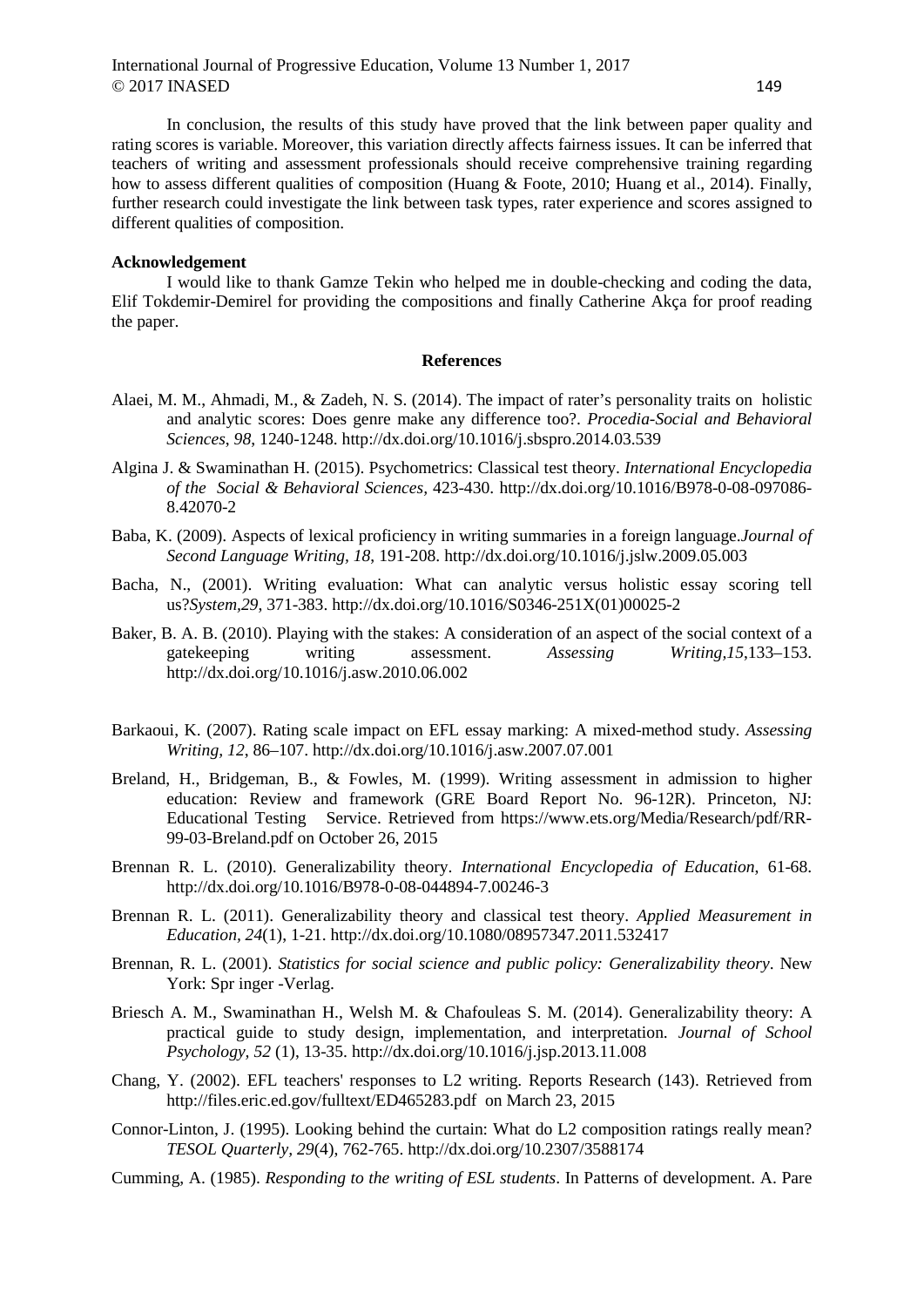In conclusion, the results of this study have proved that the link between paper quality and rating scores is variable. Moreover, this variation directly affects fairness issues. It can be inferred that teachers of writing and assessment professionals should receive comprehensive training regarding how to assess different qualities of composition (Huang & Foote, 2010; Huang et al., 2014). Finally, further research could investigate the link between task types, rater experience and scores assigned to different qualities of composition.

**Acknowledgement**

I would like to thank Gamze Tekin who helped me in double-checking and coding the data, Elif Tokdemir-Demirel for providing the compositions and finally Catherine Akça for proof reading the paper.

## References

Alaei, M. M., Ahmadi, M., & Zadeh, N. S. (2014). The impact of rater's personality traits on holistic and analytic scores: Does genre make any difference too?. *Procedia-Social and Behavioral Sciences*, *98*, 1240-1248. http://dx.doi.org/10.1016/j.sbspro.2014.03.539

Algina J. & Swaminathan H. (2015). Psychometrics: Classical test theory. *International Encyclopedia of the Social & Behavioral Sciences,* 423-430. http://dx.doi.org/10.1016/B978-0-08-097086-8.42070-2

Baba, K. (2009). Aspects of lexical proficiency in writing summaries in a foreign language.*Journal of Second Language Writing*, *18*, 191-208. http://dx.doi.org/10.1016/j.jslw.2009.05.003

Bacha, N., (2001). Writing evaluation: What can analytic versus holistic essay scoring tell us?*System*,*29*, 371-383. http://dx.doi.org/10.1016/S0346-251X(01)00025-2

Baker, B. A. B. (2010). Playing with the stakes: A consideration of an aspect of the social context of a gatekeeping writing assessment. *Assessing Writing*,*15*,133–153. http://dx.doi.org/10.1016/j.asw.2010.06.002

Barkaoui, K. (2007). Rating scale impact on EFL essay marking: A mixed-method study. *Assessing Writing, 12*, 86–107. http://dx.doi.org/10.1016/j.asw.2007.07.001

Breland, H., Bridgeman, B., & Fowles, M. (1999). Writing assessment in admission to higher education: Review and framework (GRE Board Report No. 96-12R). Princeton, NJ: Educational Testing Service. Retrieved from https://www.ets.org/Media/Research/pdf/RR-99-03-Breland.pdf on October 26, 2015

Brennan R. L. (2010). Generalizability theory. *International Encyclopedia of Education*, 61-68. http://dx.doi.org/10.1016/B978-0-08-044894-7.00246-3

Brennan R. L. (2011). Generalizability theory and classical test theory. *Applied Measurement in Education, 24*(1), 1-21. http://dx.doi.org/10.1080/08957347.2011.532417

Brennan, R. L. (2001). *Statistics for social science and public policy: Generalizability theory*. New York: Spr inger -Verlag.

Briesch A. M., Swaminathan H., Welsh M. & Chafouleas S. M. (2014). Generalizability theory: A practical guide to study design, implementation, and interpretation. *Journal of School Psychology, 52* (1), 13-35. http://dx.doi.org/10.1016/j.jsp.2013.11.008

Chang, Y. (2002). EFL teachers' responses to L2 writing. Reports Research (143). Retrieved from http://files.eric.ed.gov/fulltext/ED465283.pdf on March 23, 2015

Connor-Linton, J. (1995). Looking behind the curtain: What do L2 composition ratings really mean? *TESOL Quarterly*, *29*(4), 762-765. http://dx.doi.org/10.2307/3588174

Cumming, A. (1985). *Responding to the writing of ESL students*. In Patterns of development. A. Pare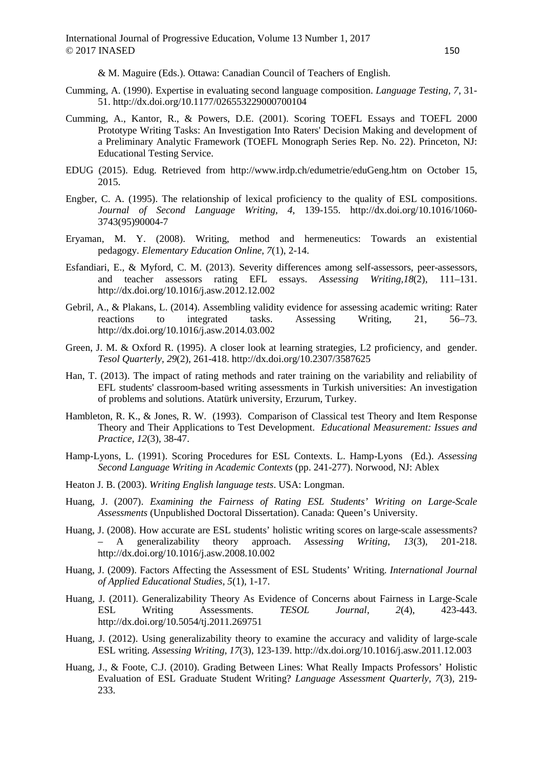& M. Maguire (Eds.). Ottawa: Canadian Council of Teachers of English.

Cumming, A. (1990). Expertise in evaluating second language composition. *Language Testing, 7*, 31-51. http://dx.doi.org/10.1177/026553229000700104

Cumming, A., Kantor, R., & Powers, D.E. (2001). Scoring TOEFL Essays and TOEFL 2000 Prototype Writing Tasks: An Investigation Into Raters' Decision Making and development of a Preliminary Analytic Framework (TOEFL Monograph Series Rep. No. 22). Princeton, NJ: Educational Testing Service.

EDUG (2015). Edug. Retrieved from http://www.irdp.ch/edumetrie/eduGeng.htm on October 15, 2015.

Engber, C. A. (1995). The relationship of lexical proficiency to the quality of ESL compositions. *Journal of Second Language Writing, 4*, 139-155. http://dx.doi.org/10.1016/1060-3743(95)90004-7

Eryaman, M. Y. (2008). Writing, method and hermeneutics: Towards an existential pedagogy. *Elementary Education Online, 7*(1), 2-14.

Esfandiari, E., & Myford, C. M. (2013). Severity differences among self-assessors, peer-assessors, and teacher assessors rating EFL essays. *Assessing Writing,18*(2), 111–131. http://dx.doi.org/10.1016/j.asw.2012.12.002

Gebril, A., & Plakans, L. (2014). Assembling validity evidence for assessing academic writing: Rater reactions to integrated tasks. Assessing Writing, 21, 56–73. http://dx.doi.org/10.1016/j.asw.2014.03.002

Green, J. M. & Oxford R. (1995). A closer look at learning strategies, L2 proficiency, and gender. *Tesol Quarterly, 29*(2), 261-418. http://dx.doi.org/10.2307/3587625

Han, T. (2013). The impact of rating methods and rater training on the variability and reliability of EFL students' classroom-based writing assessments in Turkish universities: An investigation of problems and solutions. Atatürk university, Erzurum, Turkey.

Hambleton, R. K., & Jones, R. W. (1993). Comparison of Classical test Theory and Item Response Theory and Their Applications to Test Development. *Educational Measurement: Issues and Practice, 12*(3), 38-47.

Hamp-Lyons, L. (1991). Scoring Procedures for ESL Contexts. L. Hamp-Lyons (Ed.). *Assessing Second Language Writing in Academic Contexts* (pp. 241-277). Norwood, NJ: Ablex

Heaton J. B. (2003). *Writing English language tests*. USA: Longman.

Huang, J. (2007). *Examining the Fairness of Rating ESL Students' Writing on Large-Scale Assessments* (Unpublished Doctoral Dissertation). Canada: Queen's University.

Huang, J. (2008). How accurate are ESL students' holistic writing scores on large-scale assessments? – A generalizability theory approach. *Assessing Writing, 13*(3), 201-218. http://dx.doi.org/10.1016/j.asw.2008.10.002

Huang, J. (2009). Factors Affecting the Assessment of ESL Students' Writing. *International Journal of Applied Educational Studies, 5*(1), 1-17.

Huang, J. (2011). Generalizability Theory As Evidence of Concerns about Fairness in Large-Scale ESL Writing Assessments. *TESOL Journal, 2*(4), 423-443. http://dx.doi.org/10.5054/tj.2011.269751

Huang, J. (2012). Using generalizability theory to examine the accuracy and validity of large-scale ESL writing. *Assessing Writing, 17*(3), 123-139. http://dx.doi.org/10.1016/j.asw.2011.12.003

Huang, J., & Foote, C.J. (2010). Grading Between Lines: What Really Impacts Professors' Holistic Evaluation of ESL Graduate Student Writing? *Language Assessment Quarterly, 7*(3), 219-233.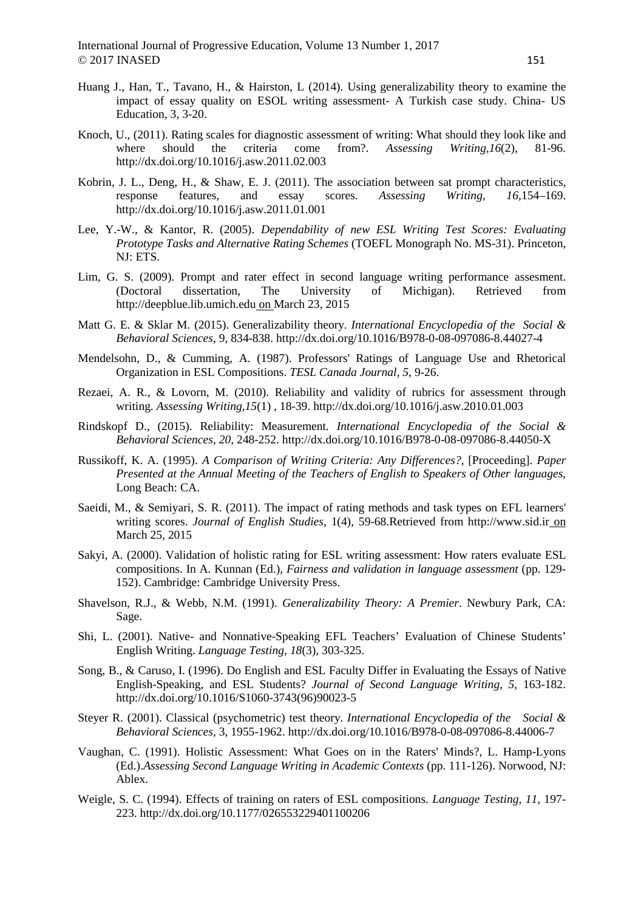Huang J., Han, T., Tavano, H., & Hairston, L (2014). Using generalizability theory to examine the impact of essay quality on ESOL writing assessment- A Turkish case study. China- US Education, 3, 3-20.

Knoch, U., (2011). Rating scales for diagnostic assessment of writing: What should they look like and where should the criteria come from?. *Assessing Writing,16*(2), 81-96. http://dx.doi.org/10.1016/j.asw.2011.02.003

Kobrin, J. L., Deng, H., & Shaw, E. J. (2011). The association between sat prompt characteristics, response features, and essay scores. *Assessing Writing, 16,*154–169. http://dx.doi.org/10.1016/j.asw.2011.01.001

Lee, Y.-W., & Kantor, R. (2005). *Dependability of new ESL Writing Test Scores: Evaluating Prototype Tasks and Alternative Rating Schemes* (TOEFL Monograph No. MS-31). Princeton, NJ: ETS.

Lim, G. S. (2009). Prompt and rater effect in second language writing performance assesment. (Doctoral dissertation, The University of Michigan). Retrieved from http://deepblue.lib.umich.edu on March 23, 2015

Matt G. E. & Sklar M. (2015). Generalizability theory. *International Encyclopedia of the Social & Behavioral Sciences*, 9, 834-838. http://dx.doi.org/10.1016/B978-0-08-097086-8.44027-4

Mendelsohn, D., & Cumming, A. (1987). Professors' Ratings of Language Use and Rhetorical Organization in ESL Compositions. *TESL Canada Journal, 5*, 9-26.

Rezaei, A. R., & Lovorn, M. (2010). Reliability and validity of rubrics for assessment through writing. *Assessing Writing,15*(1) , 18-39. http://dx.doi.org/10.1016/j.asw.2010.01.003

Rindskopf D., (2015). Reliability: Measurement. *International Encyclopedia of the Social & Behavioral Sciences, 20,* 248-252. http://dx.doi.org/10.1016/B978-0-08-097086-8.44050-X

Russikoff, K. A. (1995). *A Comparison of Writing Criteria: Any Differences?,* [Proceeding]. *Paper Presented at the Annual Meeting of the Teachers of English to Speakers of Other languages*, Long Beach: CA.

Saeidi, M., & Semiyari, S. R. (2011). The impact of rating methods and task types on EFL learners' writing scores. *Journal of English Studies,* 1(4), 59-68.Retrieved from http://www.sid.ir on March 25, 2015

Sakyi, A. (2000). Validation of holistic rating for ESL writing assessment: How raters evaluate ESL compositions. In A. Kunnan (Ed.), *Fairness and validation in language assessment* (pp. 129-152). Cambridge: Cambridge University Press.

Shavelson, R.J., & Webb, N.M. (1991). *Generalizability Theory: A Premier*. Newbury Park, CA: Sage.

Shi, L. (2001). Native- and Nonnative-Speaking EFL Teachers' Evaluation of Chinese Students' English Writing. *Language Testing, 18*(3), 303-325.

Song, B., & Caruso, I. (1996). Do English and ESL Faculty Differ in Evaluating the Essays of Native English-Speaking, and ESL Students? *Journal of Second Language Writing, 5,* 163-182. http://dx.doi.org/10.1016/S1060-3743(96)90023-5

Steyer R. (2001). Classical (psychometric) test theory. *International Encyclopedia of the Social & Behavioral Sciences,* 3, 1955-1962. http://dx.doi.org/10.1016/B978-0-08-097086-8.44006-7

Vaughan, C. (1991). Holistic Assessment: What Goes on in the Raters' Minds?, L. Hamp-Lyons (Ed.).*Assessing Second Language Writing in Academic Contexts* (pp. 111-126). Norwood, NJ: Ablex.

Weigle, S. C. (1994). Effects of training on raters of ESL compositions. *Language Testing, 11*, 197-223. http://dx.doi.org/10.1177/026553229401100206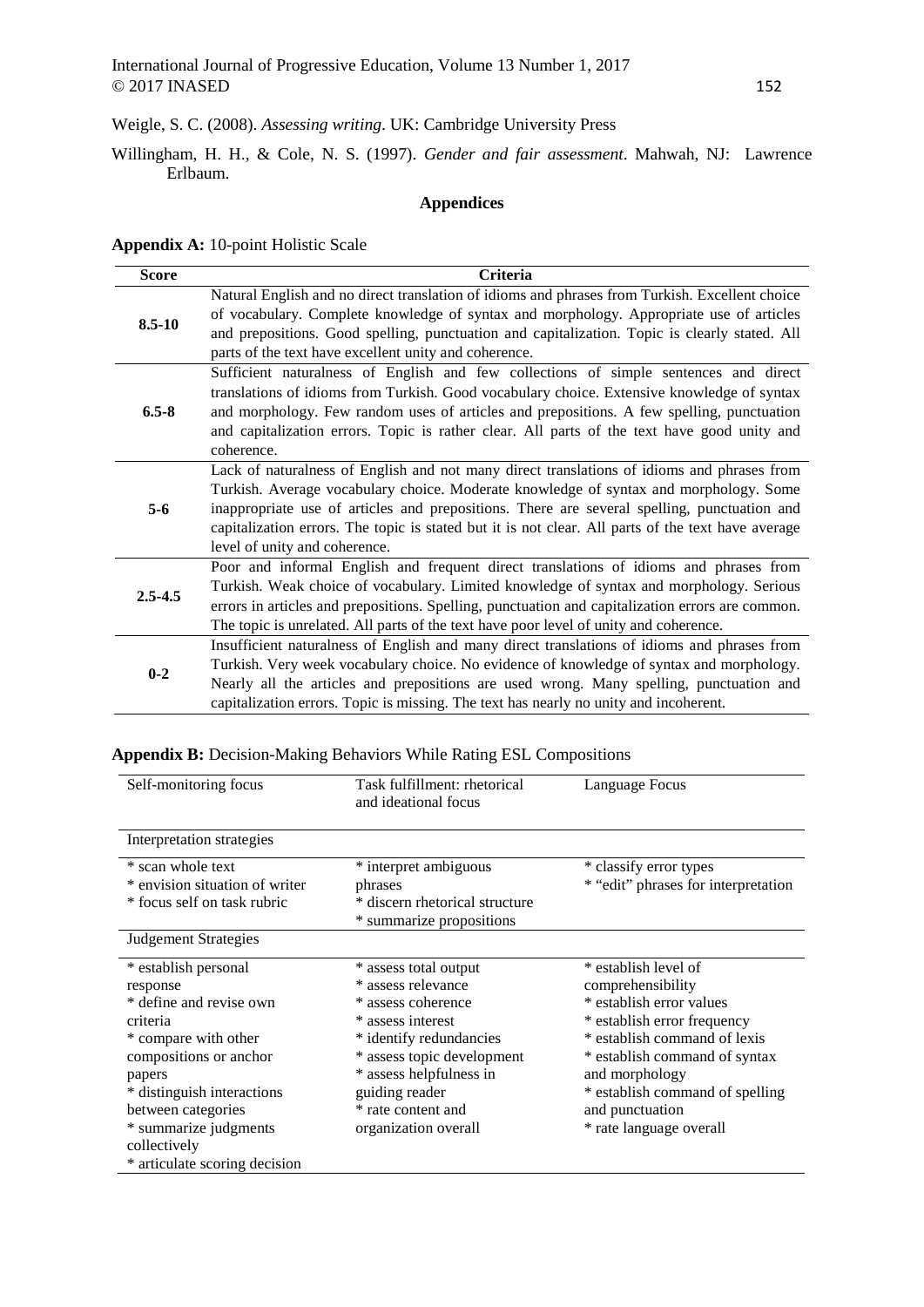Weigle, S. C. (2008). *Assessing writing*. UK: Cambridge University Press

Willingham, H. H., & Cole, N. S. (1997). *Gender and fair assessment*. Mahwah, NJ: Lawrence Erlbaum.

## Appendices

**Appendix A:** 10-point Holistic Scale

| Score | Criteria |
|---|---|
| **8.5-10** | Natural English and no direct translation of idioms and phrases from Turkish. Excellent choice of vocabulary. Complete knowledge of syntax and morphology. Appropriate use of articles and prepositions. Good spelling, punctuation and capitalization. Topic is clearly stated. All parts of the text have excellent unity and coherence. |
| **6.5-8** | Sufficient naturalness of English and few collections of simple sentences and direct translations of idioms from Turkish. Good vocabulary choice. Extensive knowledge of syntax and morphology. Few random uses of articles and prepositions. A few spelling, punctuation and capitalization errors. Topic is rather clear. All parts of the text have good unity and coherence. |
| **5-6** | Lack of naturalness of English and not many direct translations of idioms and phrases from Turkish. Average vocabulary choice. Moderate knowledge of syntax and morphology. Some inappropriate use of articles and prepositions. There are several spelling, punctuation and capitalization errors. The topic is stated but it is not clear. All parts of the text have average level of unity and coherence. |
| **2.5-4.5** | Poor and informal English and frequent direct translations of idioms and phrases from Turkish. Weak choice of vocabulary. Limited knowledge of syntax and morphology. Serious errors in articles and prepositions. Spelling, punctuation and capitalization errors are common. The topic is unrelated. All parts of the text have poor level of unity and coherence. |
| **0-2** | Insufficient naturalness of English and many direct translations of idioms and phrases from Turkish. Very week vocabulary choice. No evidence of knowledge of syntax and morphology. Nearly all the articles and prepositions are used wrong. Many spelling, punctuation and capitalization errors. Topic is missing. The text has nearly no unity and incoherent. |

**Appendix B:** Decision-Making Behaviors While Rating ESL Compositions

| Self-monitoring focus | Task fulfillment: rhetorical and ideational focus | Language Focus |
|---|---|---|
| Interpretation strategies | | |
| * scan whole text<br>* envision situation of writer<br>* focus self on task rubric | * interpret ambiguous phrases<br>* discern rhetorical structure<br>* summarize propositions | * classify error types<br>* "edit" phrases for interpretation |
| Judgement Strategies | | |
| * establish personal response<br>* define and revise own criteria<br>* compare with other compositions or anchor papers<br>* distinguish interactions between categories<br>* summarize judgments collectively<br>* articulate scoring decision | * assess total output<br>* assess relevance<br>* assess coherence<br>* assess interest<br>* identify redundancies<br>* assess topic development<br>* assess helpfulness in guiding reader<br>* rate content and organization overall | * establish level of comprehensibility<br>* establish error values<br>* establish error frequency<br>* establish command of lexis<br>* establish command of syntax and morphology<br>* establish command of spelling and punctuation<br>* rate language overall |